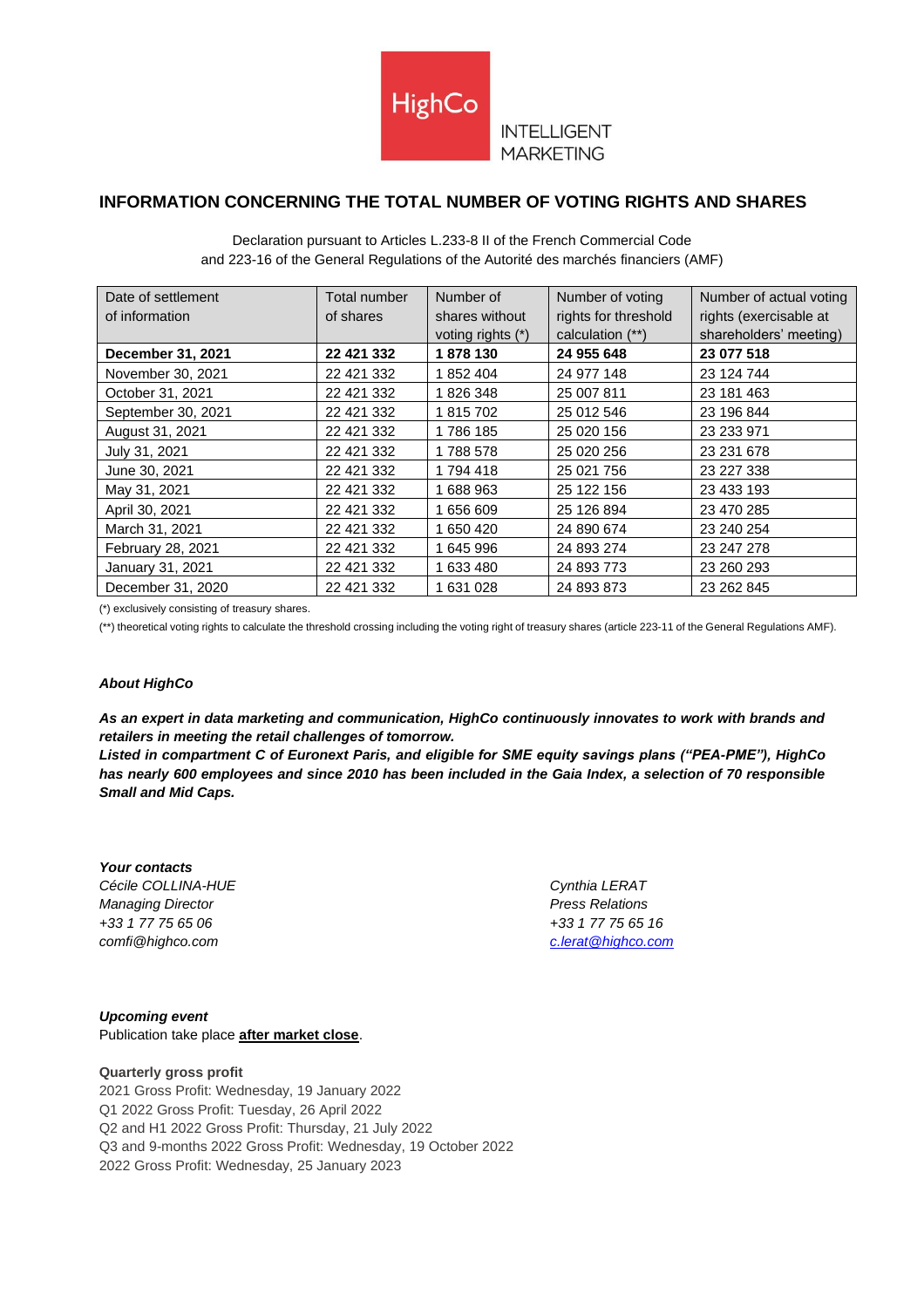HighCo

INTELLIGENT MARKETING

## INFORMATION CONCERNING THE TOTAL NUMBER OF VOTING RIGHTS AND SHARES

Declaration pursuant to Articles L.233-8 II of the French Commercial Code and 223-16 of the General Regulations of the Autorité des marchés financiers (AMF)

| Date of settlement of information | Total number of shares | Number of shares without voting rights (*) | Number of voting rights for threshold calculation (**) | Number of actual voting rights (exercisable at shareholders' meeting) |
|---|---|---|---|---|
| **December 31, 2021** | **22 421 332** | **1 878 130** | **24 955 648** | **23 077 518** |
| November 30, 2021 | 22 421 332 | 1 852 404 | 24 977 148 | 23 124 744 |
| October 31, 2021 | 22 421 332 | 1 826 348 | 25 007 811 | 23 181 463 |
| September 30, 2021 | 22 421 332 | 1 815 702 | 25 012 546 | 23 196 844 |
| August 31, 2021 | 22 421 332 | 1 786 185 | 25 020 156 | 23 233 971 |
| July 31, 2021 | 22 421 332 | 1 788 578 | 25 020 256 | 23 231 678 |
| June 30, 2021 | 22 421 332 | 1 794 418 | 25 021 756 | 23 227 338 |
| May 31, 2021 | 22 421 332 | 1 688 963 | 25 122 156 | 23 433 193 |
| April 30, 2021 | 22 421 332 | 1 656 609 | 25 126 894 | 23 470 285 |
| March 31, 2021 | 22 421 332 | 1 650 420 | 24 890 674 | 23 240 254 |
| February 28, 2021 | 22 421 332 | 1 645 996 | 24 893 274 | 23 247 278 |
| January 31, 2021 | 22 421 332 | 1 633 480 | 24 893 773 | 23 260 293 |
| December 31, 2020 | 22 421 332 | 1 631 028 | 24 893 873 | 23 262 845 |

(*) exclusively consisting of treasury shares.

(**) theoretical voting rights to calculate the threshold crossing including the voting right of treasury shares (article 223-11 of the General Regulations AMF).

***About HighCo***

***As an expert in data marketing and communication, HighCo continuously innovates to work with brands and retailers in meeting the retail challenges of tomorrow.***
***Listed in compartment C of Euronext Paris, and eligible for SME equity savings plans ("PEA-PME"), HighCo has nearly 600 employees and since 2010 has been included in the Gaia Index, a selection of 70 responsible Small and Mid Caps.***

***Your contacts***

*Cécile COLLINA-HUE*
*Managing Director*
*+33 1 77 75 65 06*
*comfi@highco.com*

*Cynthia LERAT*
*Press Relations*
*+33 1 77 75 65 16*
*c.lerat@highco.com*

***Upcoming event***

Publication take place **after market close**.

**Quarterly gross profit**

2021 Gross Profit: Wednesday, 19 January 2022
Q1 2022 Gross Profit: Tuesday, 26 April 2022
Q2 and H1 2022 Gross Profit: Thursday, 21 July 2022
Q3 and 9-months 2022 Gross Profit: Wednesday, 19 October 2022
2022 Gross Profit: Wednesday, 25 January 2023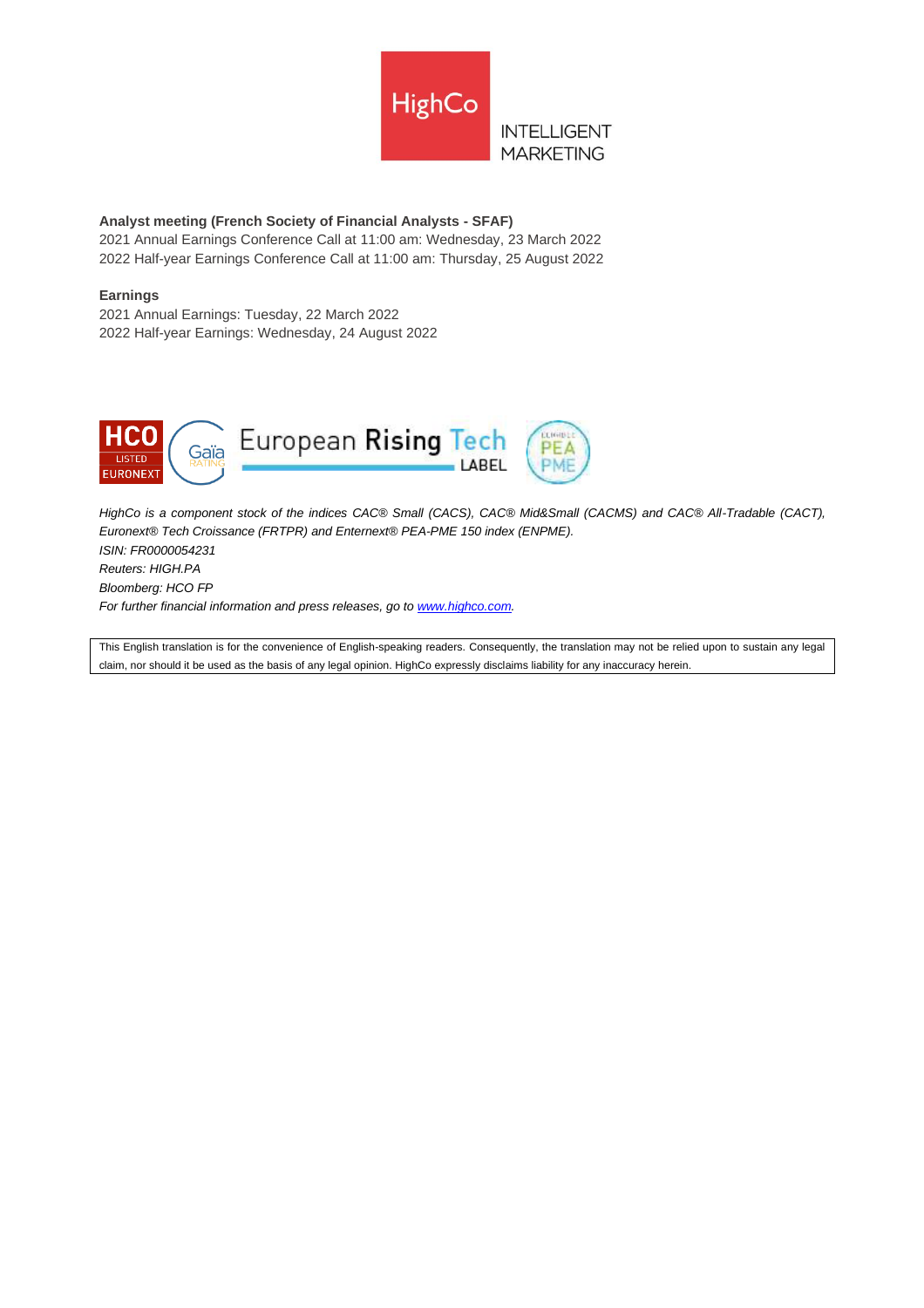**Analyst meeting (French Society of Financial Analysts - SFAF)**
2021 Annual Earnings Conference Call at 11:00 am: Wednesday, 23 March 2022
2022 Half-year Earnings Conference Call at 11:00 am: Thursday, 25 August 2022

**Earnings**
2021 Annual Earnings: Tuesday, 22 March 2022
2022 Half-year Earnings: Wednesday, 24 August 2022

*HighCo is a component stock of the indices CAC® Small (CACS), CAC® Mid&Small (CACMS) and CAC® All-Tradable (CACT), Euronext® Tech Croissance (FRTPR) and Enternext® PEA-PME 150 index (ENPME).*
*ISIN: FR0000054231*
*Reuters: HIGH.PA*
*Bloomberg: HCO FP*
*For further financial information and press releases, go to [www.highco.com](http://www.highco.com).*

This English translation is for the convenience of English-speaking readers. Consequently, the translation may not be relied upon to sustain any legal claim, nor should it be used as the basis of any legal opinion. HighCo expressly disclaims liability for any inaccuracy herein.